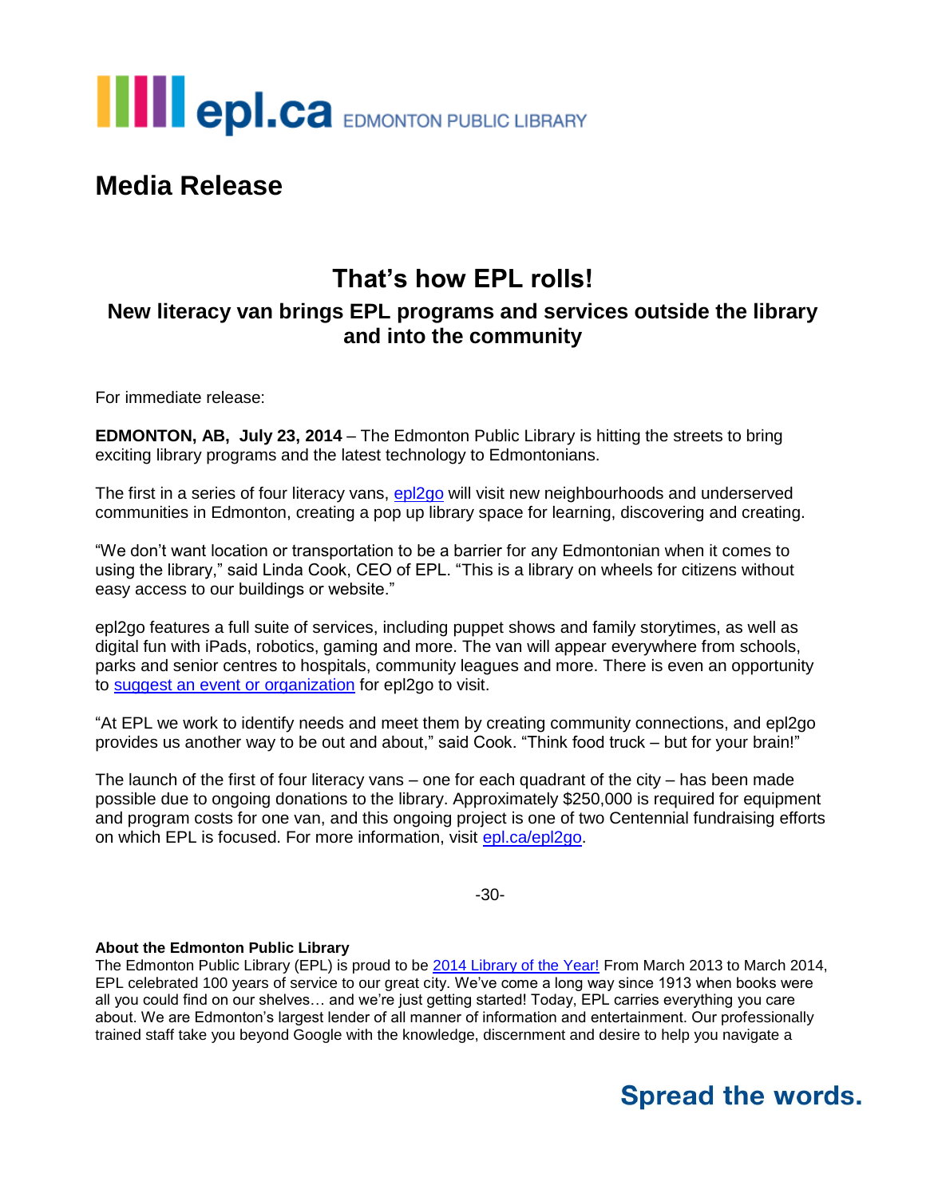epl.ca EDMONTON PUBLIC LIBRARY

# Media Release

## That's how EPL rolls!

### New literacy van brings EPL programs and services outside the library and into the community

For immediate release:

**EDMONTON, AB, July 23, 2014** – The Edmonton Public Library is hitting the streets to bring exciting library programs and the latest technology to Edmontonians.

The first in a series of four literacy vans, epl2go will visit new neighbourhoods and underserved communities in Edmonton, creating a pop up library space for learning, discovering and creating.

"We don't want location or transportation to be a barrier for any Edmontonian when it comes to using the library," said Linda Cook, CEO of EPL. "This is a library on wheels for citizens without easy access to our buildings or website."

epl2go features a full suite of services, including puppet shows and family storytimes, as well as digital fun with iPads, robotics, gaming and more. The van will appear everywhere from schools, parks and senior centres to hospitals, community leagues and more. There is even an opportunity to suggest an event or organization for epl2go to visit.

"At EPL we work to identify needs and meet them by creating community connections, and epl2go provides us another way to be out and about," said Cook. "Think food truck – but for your brain!"

The launch of the first of four literacy vans – one for each quadrant of the city – has been made possible due to ongoing donations to the library. Approximately $250,000 is required for equipment and program costs for one van, and this ongoing project is one of two Centennial fundraising efforts on which EPL is focused. For more information, visit epl.ca/epl2go.

-30-

**About the Edmonton Public Library**
The Edmonton Public Library (EPL) is proud to be 2014 Library of the Year! From March 2013 to March 2014, EPL celebrated 100 years of service to our great city. We've come a long way since 1913 when books were all you could find on our shelves… and we're just getting started! Today, EPL carries everything you care about. We are Edmonton's largest lender of all manner of information and entertainment. Our professionally trained staff take you beyond Google with the knowledge, discernment and desire to help you navigate a

Spread the words.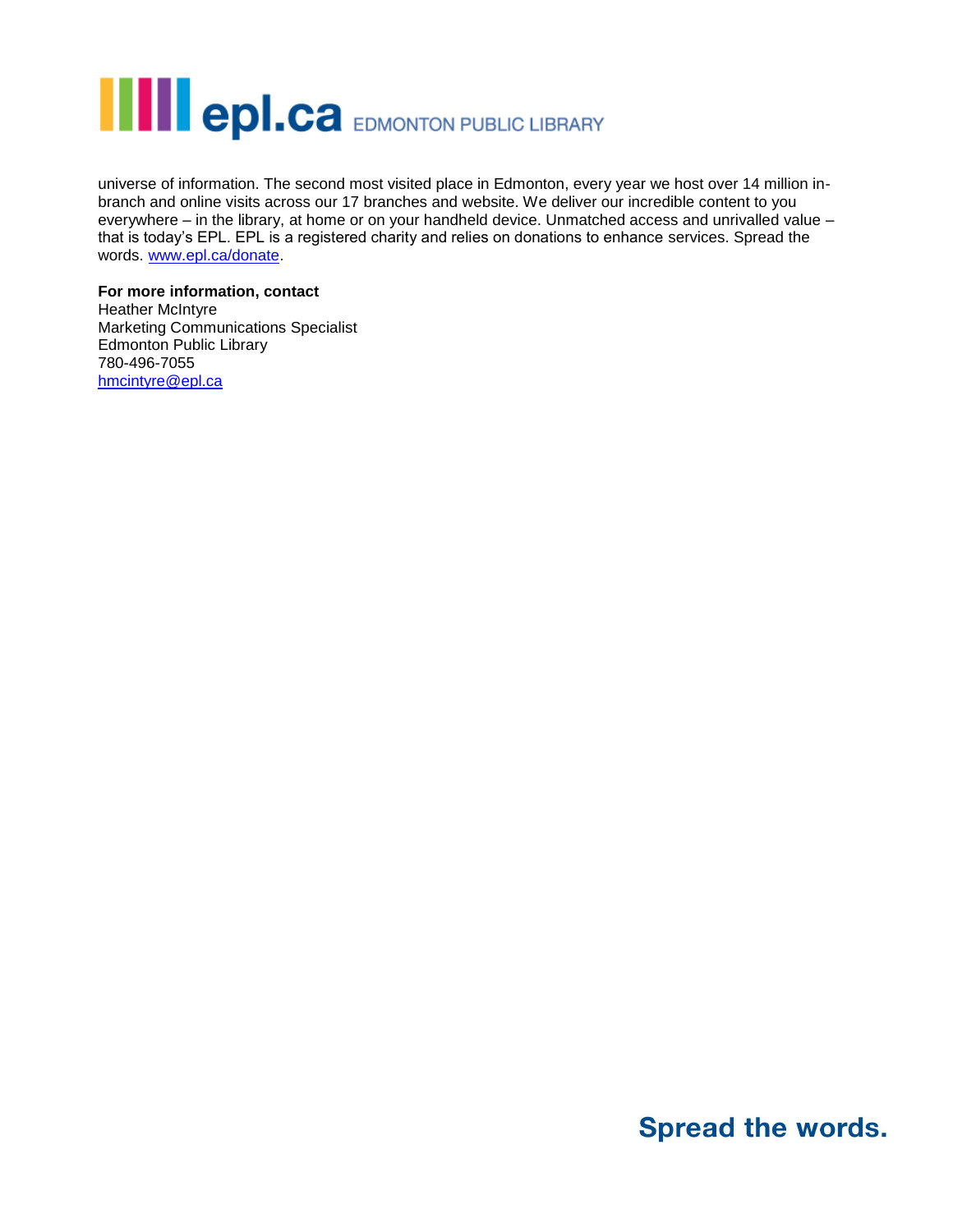universe of information. The second most visited place in Edmonton, every year we host over 14 million in-branch and online visits across our 17 branches and website. We deliver our incredible content to you everywhere – in the library, at home or on your handheld device. Unmatched access and unrivalled value – that is today's EPL. EPL is a registered charity and relies on donations to enhance services. Spread the words. www.epl.ca/donate.

**For more information, contact**
Heather McIntyre
Marketing Communications Specialist
Edmonton Public Library
780-496-7055
hmcintyre@epl.ca